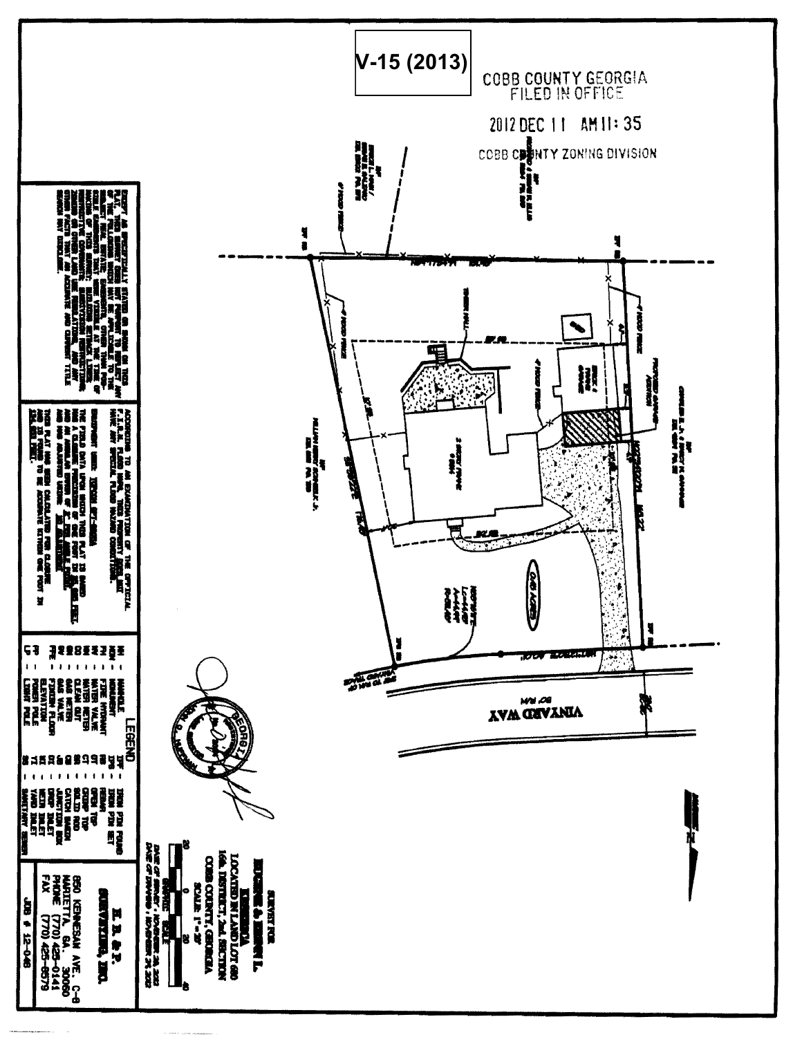V-15 (2013)

COBB COUNTY GEORGIA
FILED IN OFFICE

2012 DEC 11 AM 11:35

COBB COUNTY ZONING DIVISION

VINYARD WAY

50' R/W

0.45 ACRES

EXCEPT AS SPECIFICALLY STATED OR SHOWN ON THIS PLAT, THIS SURVEY DOES NOT PURPORT TO REFLECT ANY OF THE FOLLOWING WHICH MAY BE APPLICABLE TO THE SUBJECT REAL ESTATE: EASEMENTS, OTHER THAN POSSIBLE EASEMENTS WHICH WERE VISIBLE AT THE TIME OF MAKING OF THIS SURVEY; BUILDING SETBACK LINES; RESTRICTIVE COVENANTS; SUBDIVISION RESTRICTIONS; ZONING OR OTHER LAND USE REGULATIONS, AND ANY OTHER FACTS THAT AN ACCURATE AND CURRENT TITLE SEARCH MAY DISCLOSE.

ACCORDING TO AN EXAMINATION OF THE OFFICIAL F.I.R.M. FLOOD MAPS, THIS PROPERTY DOES NOT HAVE ANY SPECIAL FLOOD HAZARD CONDITIONS.

EQUIPMENT USED: TOPCON GPT-3005A

THE FIELD DATA UPON WHICH THIS PLAT IS BASED HAS A CLOSURE PRECISION OF ONE FOOT IN FEET, AND AN ANGULAR ERROR OF PER ANGLE POINT, AND WAS ADJUSTED USING RULE.

THIS PLAT HAS BEEN CALCULATED FOR CLOSURE AND IS FOUND TO BE ACCURATE WITHIN ONE FOOT IN FEET.

LEGEND

| | | | |
|---|---|---|---|
| MH - MANHOLE | | IPF - IRON PIN FOUND | |
| MON - MONUMENT | | IPS - IRON PIN SET | |
| FH - FIRE HYDRANT | | RB - REBAR | |
| WV - WATER VALVE | | OT - OPEN TOP | |
| WM - WATER METER | | CT - CRIMP TOP | |
| CO - CLEAN OUT | | SR - SOLID ROD | |
| GM - GAS METER | | CB - CATCH BASIN | |
| GV - GAS VALVE | | JB - JUNCTION BOX | |
| FFE - FINISH FLOOR ELEVATION | | DI - DROP INLET | |
| PP - POWER POLE | | WI - WEIR INLET | |
| LP - LIGHT POLE | | YI - YARD INLET | |
| | | SS - SANITARY SEWER | |

SURVEY FOR
EUGENE & ROBIN L.

LOCATED IN LAND LOT 680
16th DISTRICT, 2nd SECTION
COBB COUNTY, GEORGIA
SCALE: 1" = 20'

DATE OF SURVEY: NOVEMBER 26, 2012
DATE OF DRAWING: NOVEMBER 26, 2012

E. B. & P. SURVEYING, INC.
850 KENNESAW AVE. C-8
MARIETTA, GA. 30060
PHONE (770) 425-0141
FAX (770) 425-8579

JOB # 12-046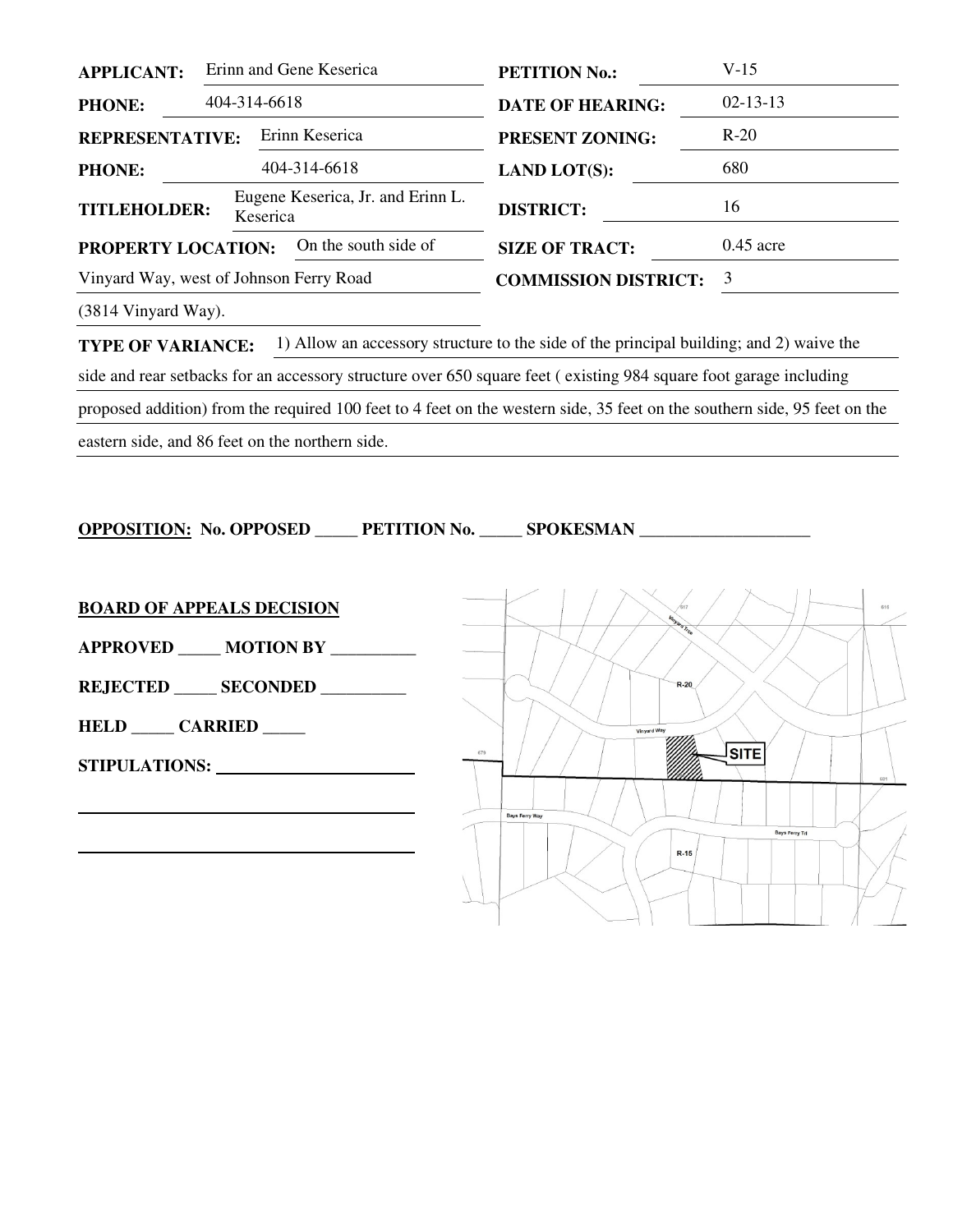| | | | |
|---|---|---|---|
| **APPLICANT:** | Erinn and Gene Keserica | **PETITION No.:** | V-15 |
| **PHONE:** | 404-314-6618 | **DATE OF HEARING:** | 02-13-13 |
| **REPRESENTATIVE:** | Erinn Keserica | **PRESENT ZONING:** | R-20 |
| **PHONE:** | 404-314-6618 | **LAND LOT(S):** | 680 |
| **TITLEHOLDER:** | Eugene Keserica, Jr. and Erinn L. Keserica | **DISTRICT:** | 16 |
| **PROPERTY LOCATION:** | On the south side of Vinyard Way, west of Johnson Ferry Road (3814 Vinyard Way). | **SIZE OF TRACT:** | 0.45 acre |
| | | **COMMISSION DISTRICT:** | 3 |

**TYPE OF VARIANCE:** 1) Allow an accessory structure to the side of the principal building; and 2) waive the side and rear setbacks for an accessory structure over 650 square feet ( existing 984 square foot garage including proposed addition) from the required 100 feet to 4 feet on the western side, 35 feet on the southern side, 95 feet on the eastern side, and 86 feet on the northern side.

**OPPOSITION: No. OPPOSED _____ PETITION No. _____ SPOKESMAN ____________________**

**BOARD OF APPEALS DECISION**

**APPROVED _____ MOTION BY __________**

**REJECTED _____ SECONDED __________**

**HELD _____ CARRIED _____**

**STIPULATIONS:** ______________________

______________________________________

______________________________________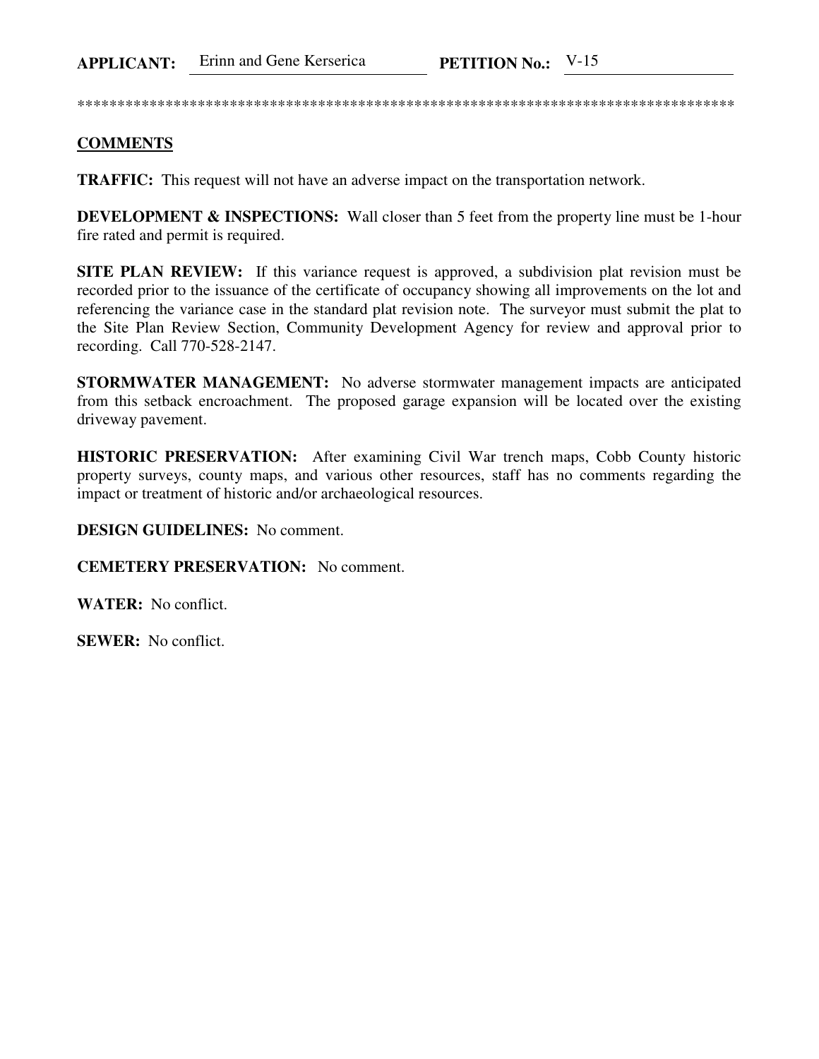**APPLICANT:** Erinn and Gene Kerserica **PETITION No.:** V-15

************************************************************************************

**COMMENTS**

**TRAFFIC:** This request will not have an adverse impact on the transportation network.

**DEVELOPMENT & INSPECTIONS:** Wall closer than 5 feet from the property line must be 1-hour fire rated and permit is required.

**SITE PLAN REVIEW:** If this variance request is approved, a subdivision plat revision must be recorded prior to the issuance of the certificate of occupancy showing all improvements on the lot and referencing the variance case in the standard plat revision note. The surveyor must submit the plat to the Site Plan Review Section, Community Development Agency for review and approval prior to recording. Call 770-528-2147.

**STORMWATER MANAGEMENT:** No adverse stormwater management impacts are anticipated from this setback encroachment. The proposed garage expansion will be located over the existing driveway pavement.

**HISTORIC PRESERVATION:** After examining Civil War trench maps, Cobb County historic property surveys, county maps, and various other resources, staff has no comments regarding the impact or treatment of historic and/or archaeological resources.

**DESIGN GUIDELINES:** No comment.

**CEMETERY PRESERVATION:** No comment.

**WATER:** No conflict.

**SEWER:** No conflict.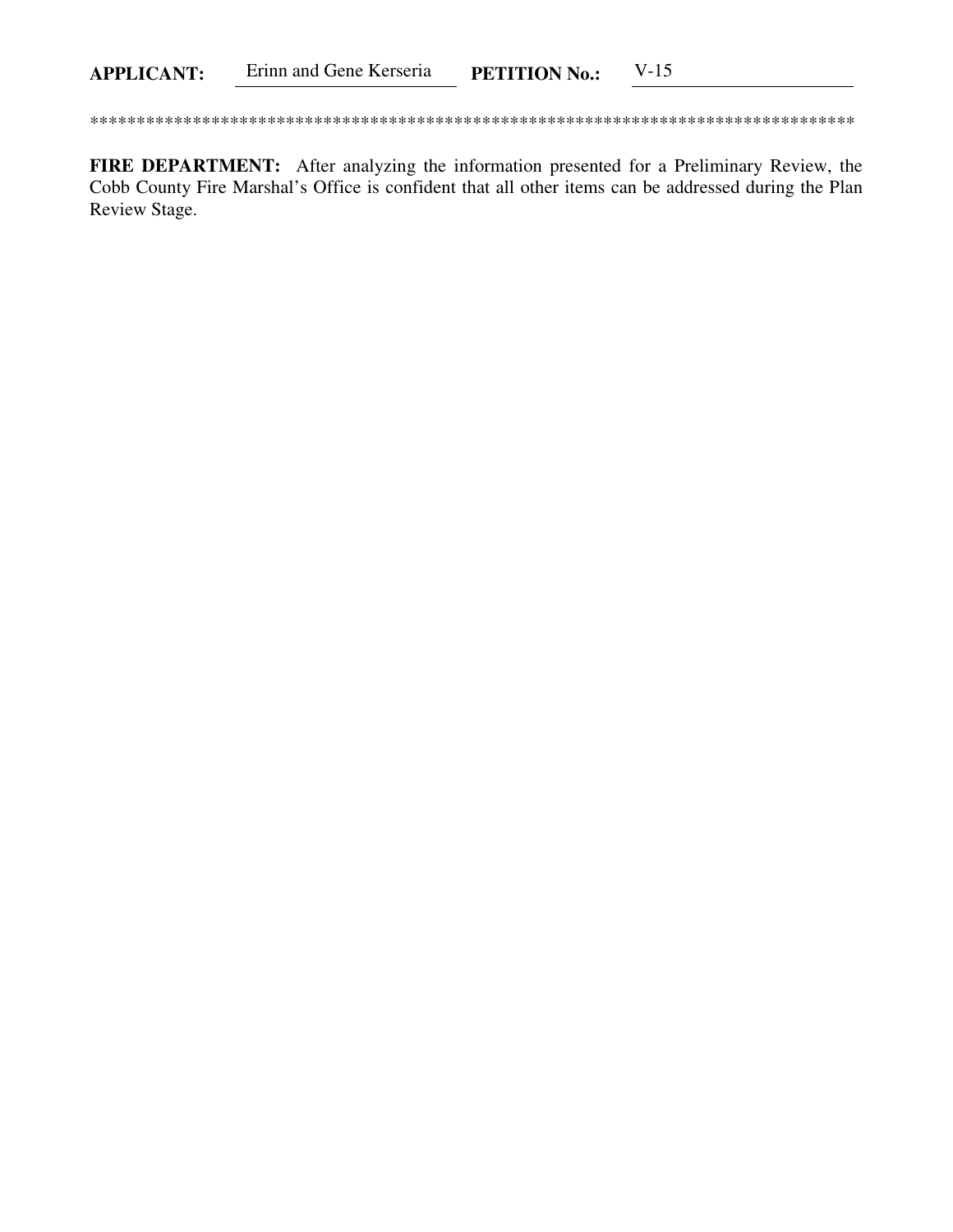**APPLICANT:** Erinn and Gene Kerseria **PETITION No.:** V-15

************************************************************************************

**FIRE DEPARTMENT:** After analyzing the information presented for a Preliminary Review, the Cobb County Fire Marshal's Office is confident that all other items can be addressed during the Plan Review Stage.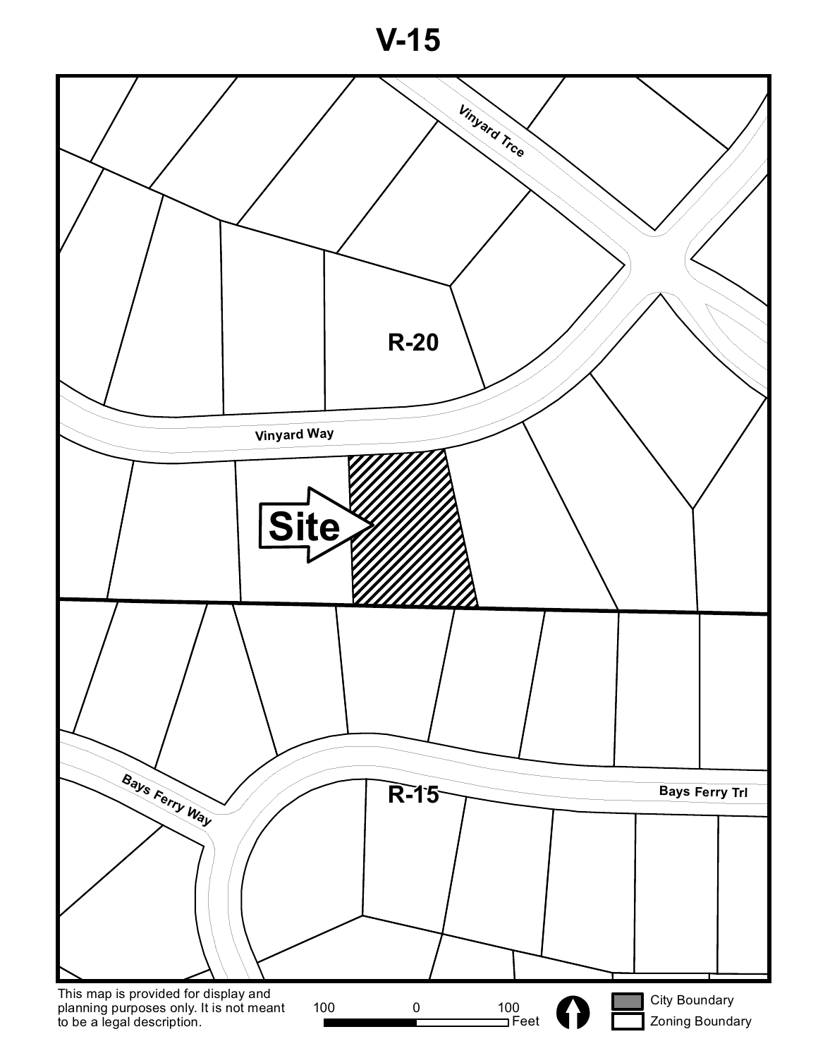# V-15

Vinyard Trce

R-20

Vinyard Way

Site

Bays Ferry Way

R-15

Bays Ferry Trl

This map is provided for display and planning purposes only. It is not meant to be a legal description.

100 0 100 Feet

City Boundary

Zoning Boundary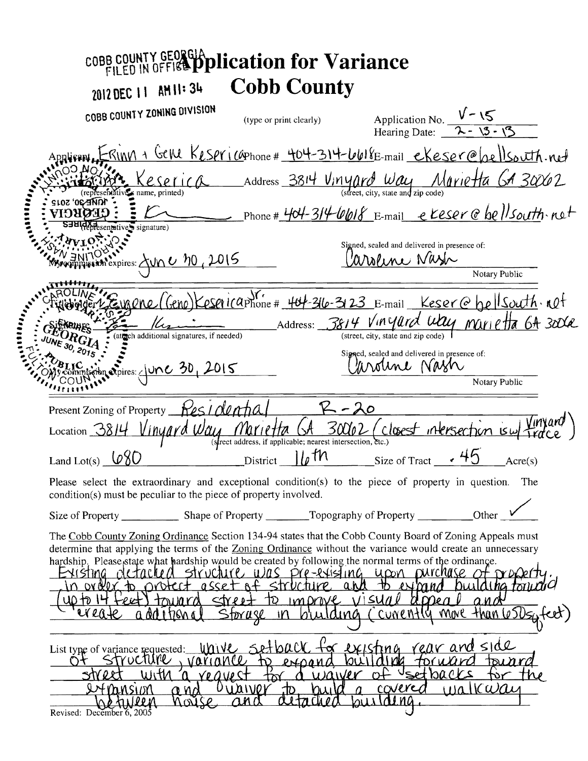COBB COUNTY GEORGIA
FILED IN OFFICE

2012 DEC 11 AM 11:34

COBB COUNTY ZONING DIVISION

# Application for Variance
# Cobb County

(type or print clearly)

Application No. V-15
Hearing Date: 2-13-13

Applicant Erinn + Gene Keserica Phone # 404-314-6618 E-mail ekeser@bellsouth.net

Erinn Keserica Address 3814 Vinyard Way Marietta GA 30062
(representative's name, printed) (street, city, state and zip code)

Phone # 404-314-6618 E-mail ekeser@bellsouth.net
(representative's signature)

My commission expires: June 30, 2015

Signed, sealed and delivered in presence of:
Caroline Nash
Notary Public

Titleholder Eugene (Gene) Keserica Jr. Phone # 404-316-3123 E-mail Keser@bellsouth.net

Signature Address: 3814 Vinyard way marietta GA 30062
(attach additional signatures, if needed) (street, city, state and zip code)

Signed, sealed and delivered in presence of:
Caroline Nash
Notary Public

My commission expires: June 30, 2015

Present Zoning of Property Residential R-20

Location 3814 Vinyard Way Marietta GA 30062 (closest intersection is w/ Vinyard Trace)
(street address, if applicable; nearest intersection, etc.)

Land Lot(s) 680 District 16th Size of Tract .45 Acre(s)

Please select the extraordinary and exceptional condition(s) to the piece of property in question. The condition(s) must be peculiar to the piece of property involved.

Size of Property ______ Shape of Property ______ Topography of Property ______ Other ✓

The Cobb County Zoning Ordinance Section 134-94 states that the Cobb County Board of Zoning Appeals must determine that applying the terms of the Zoning Ordinance without the variance would create an unnecessary hardship. Please state what hardship would be created by following the normal terms of the ordinance.

Existing detached structure was pre-existing upon purchase of property. In order to protect asset of structure and to expand building forward (up to 14 feet) toward street to improve visual appeal and create additional storage in building (currently more than 650 sq feet)

List type of variance requested: Waive setback for existing rear and side of structure, variance to expand building forward toward street with a request for a waiver of setbacks for the expansion and waiver to build a covered walkway between house and detached building.

Revised: December 6, 2005